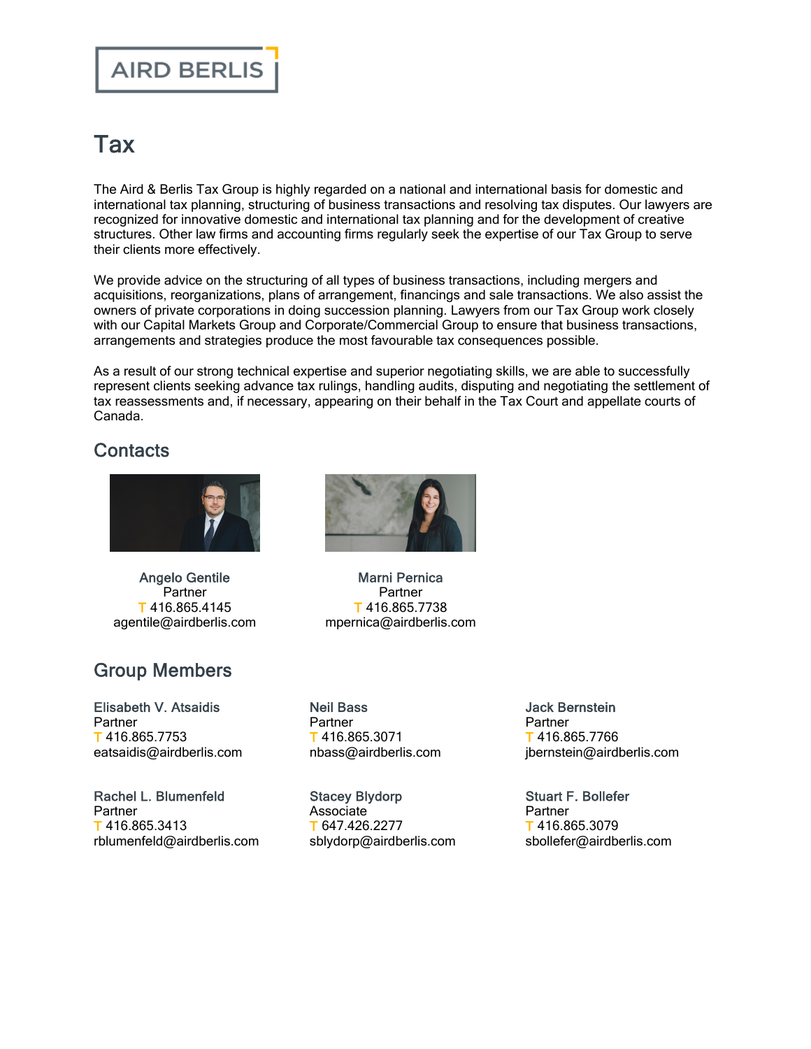AIRD BERLIS

# Tax

The Aird & Berlis Tax Group is highly regarded on a national and international basis for domestic and international tax planning, structuring of business transactions and resolving tax disputes. Our lawyers are recognized for innovative domestic and international tax planning and for the development of creative structures. Other law firms and accounting firms regularly seek the expertise of our Tax Group to serve their clients more effectively.

We provide advice on the structuring of all types of business transactions, including mergers and acquisitions, reorganizations, plans of arrangement, financings and sale transactions. We also assist the owners of private corporations in doing succession planning. Lawyers from our Tax Group work closely with our Capital Markets Group and Corporate/Commercial Group to ensure that business transactions, arrangements and strategies produce the most favourable tax consequences possible.

As a result of our strong technical expertise and superior negotiating skills, we are able to successfully represent clients seeking advance tax rulings, handling audits, disputing and negotiating the settlement of tax reassessments and, if necessary, appearing on their behalf in the Tax Court and appellate courts of Canada.

## Contacts

**Angelo Gentile**
Partner
T 416.865.4145
agentile@airdberlis.com

**Marni Pernica**
Partner
T 416.865.7738
mpernica@airdberlis.com

## Group Members

**Elisabeth V. Atsaidis**
Partner
T 416.865.7753
eatsaidis@airdberlis.com

**Neil Bass**
Partner
T 416.865.3071
nbass@airdberlis.com

**Jack Bernstein**
Partner
T 416.865.7766
jbernstein@airdberlis.com

**Rachel L. Blumenfeld**
Partner
T 416.865.3413
rblumenfeld@airdberlis.com

**Stacey Blydorp**
Associate
T 647.426.2277
sblydorp@airdberlis.com

**Stuart F. Bollefer**
Partner
T 416.865.3079
sbollefer@airdberlis.com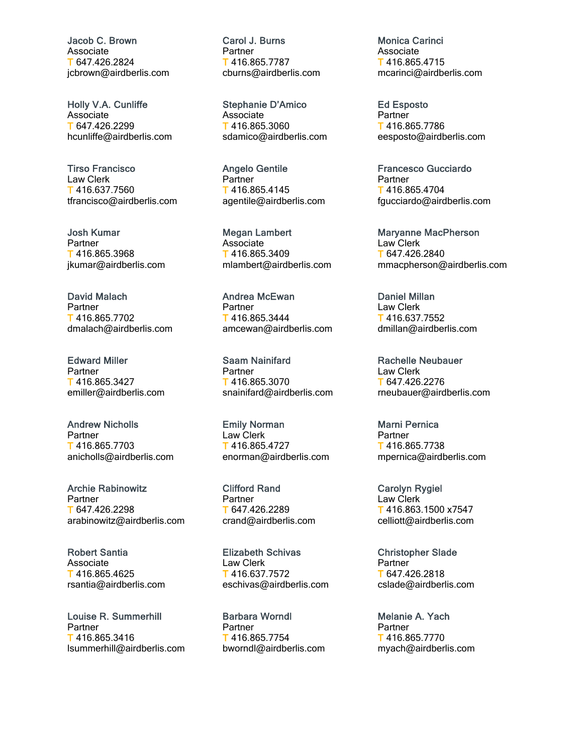**Jacob C. Brown**
Associate
T 647.426.2824
jcbrown@airdberlis.com

**Carol J. Burns**
Partner
T 416.865.7787
cburns@airdberlis.com

**Monica Carinci**
Associate
T 416.865.4715
mcarinci@airdberlis.com

**Holly V.A. Cunliffe**
Associate
T 647.426.2299
hcunliffe@airdberlis.com

**Stephanie D'Amico**
Associate
T 416.865.3060
sdamico@airdberlis.com

**Ed Esposto**
Partner
T 416.865.7786
eesposto@airdberlis.com

**Tirso Francisco**
Law Clerk
T 416.637.7560
tfrancisco@airdberlis.com

**Angelo Gentile**
Partner
T 416.865.4145
agentile@airdberlis.com

**Francesco Gucciardo**
Partner
T 416.865.4704
fgucciardo@airdberlis.com

**Josh Kumar**
Partner
T 416.865.3968
jkumar@airdberlis.com

**Megan Lambert**
Associate
T 416.865.3409
mlambert@airdberlis.com

**Maryanne MacPherson**
Law Clerk
T 647.426.2840
mmacpherson@airdberlis.com

**David Malach**
Partner
T 416.865.7702
dmalach@airdberlis.com

**Andrea McEwan**
Partner
T 416.865.3444
amcewan@airdberlis.com

**Daniel Millan**
Law Clerk
T 416.637.7552
dmillan@airdberlis.com

**Edward Miller**
Partner
T 416.865.3427
emiller@airdberlis.com

**Saam Nainifard**
Partner
T 416.865.3070
snainifard@airdberlis.com

**Rachelle Neubauer**
Law Clerk
T 647.426.2276
rneubauer@airdberlis.com

**Andrew Nicholls**
Partner
T 416.865.7703
anicholls@airdberlis.com

**Emily Norman**
Law Clerk
T 416.865.4727
enorman@airdberlis.com

**Marni Pernica**
Partner
T 416.865.7738
mpernica@airdberlis.com

**Archie Rabinowitz**
Partner
T 647.426.2298
arabinowitz@airdberlis.com

**Clifford Rand**
Partner
T 647.426.2289
crand@airdberlis.com

**Carolyn Rygiel**
Law Clerk
T 416.863.1500 x7547
celliott@airdberlis.com

**Robert Santia**
Associate
T 416.865.4625
rsantia@airdberlis.com

**Elizabeth Schivas**
Law Clerk
T 416.637.7572
eschivas@airdberlis.com

**Christopher Slade**
Partner
T 647.426.2818
cslade@airdberlis.com

**Louise R. Summerhill**
Partner
T 416.865.3416
lsummerhill@airdberlis.com

**Barbara Worndl**
Partner
T 416.865.7754
bworndl@airdberlis.com

**Melanie A. Yach**
Partner
T 416.865.7770
myach@airdberlis.com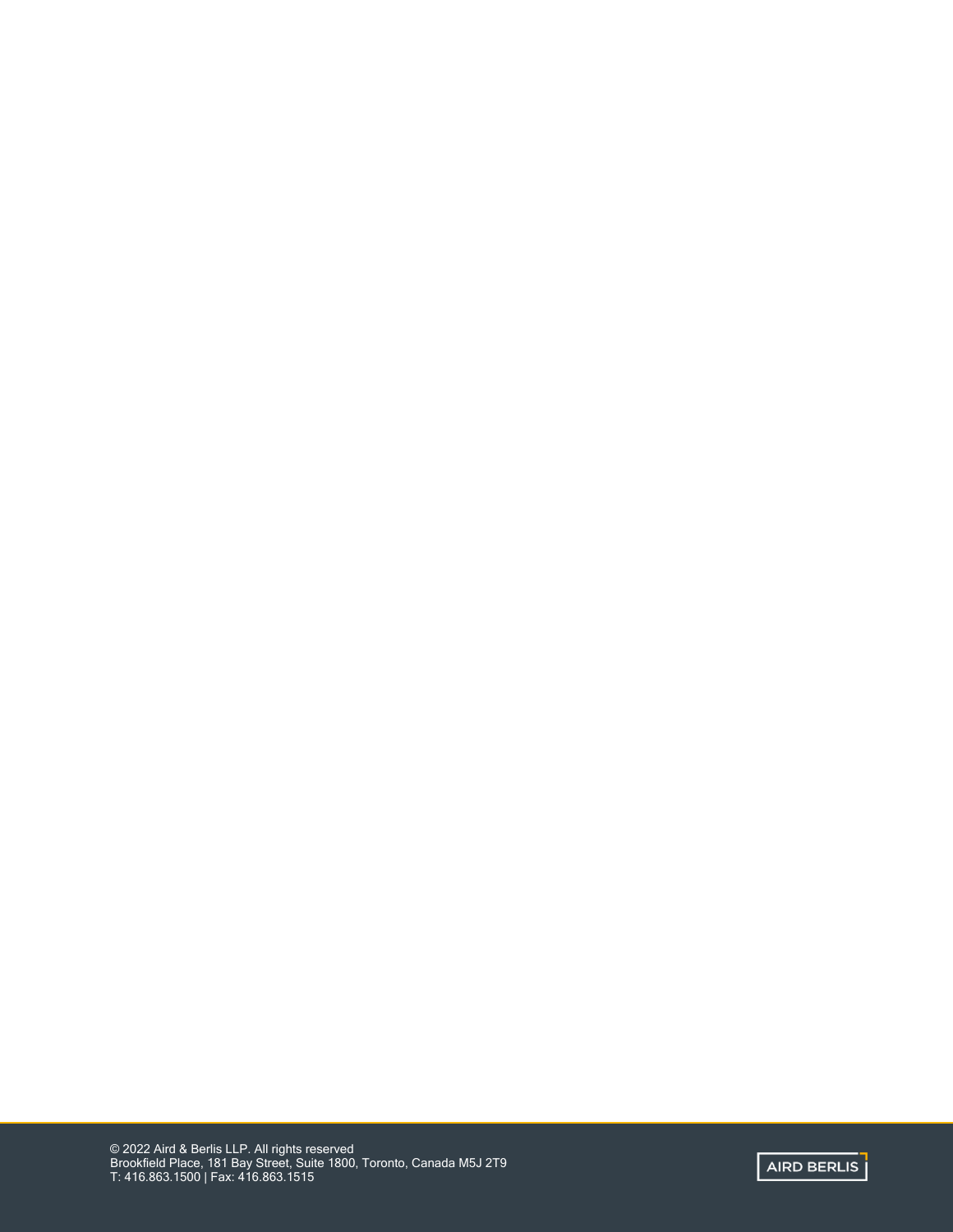© 2022 Aird & Berlis LLP. All rights reserved
Brookfield Place, 181 Bay Street, Suite 1800, Toronto, Canada M5J 2T9
T: 416.863.1500 | Fax: 416.863.1515

AIRD BERLIS